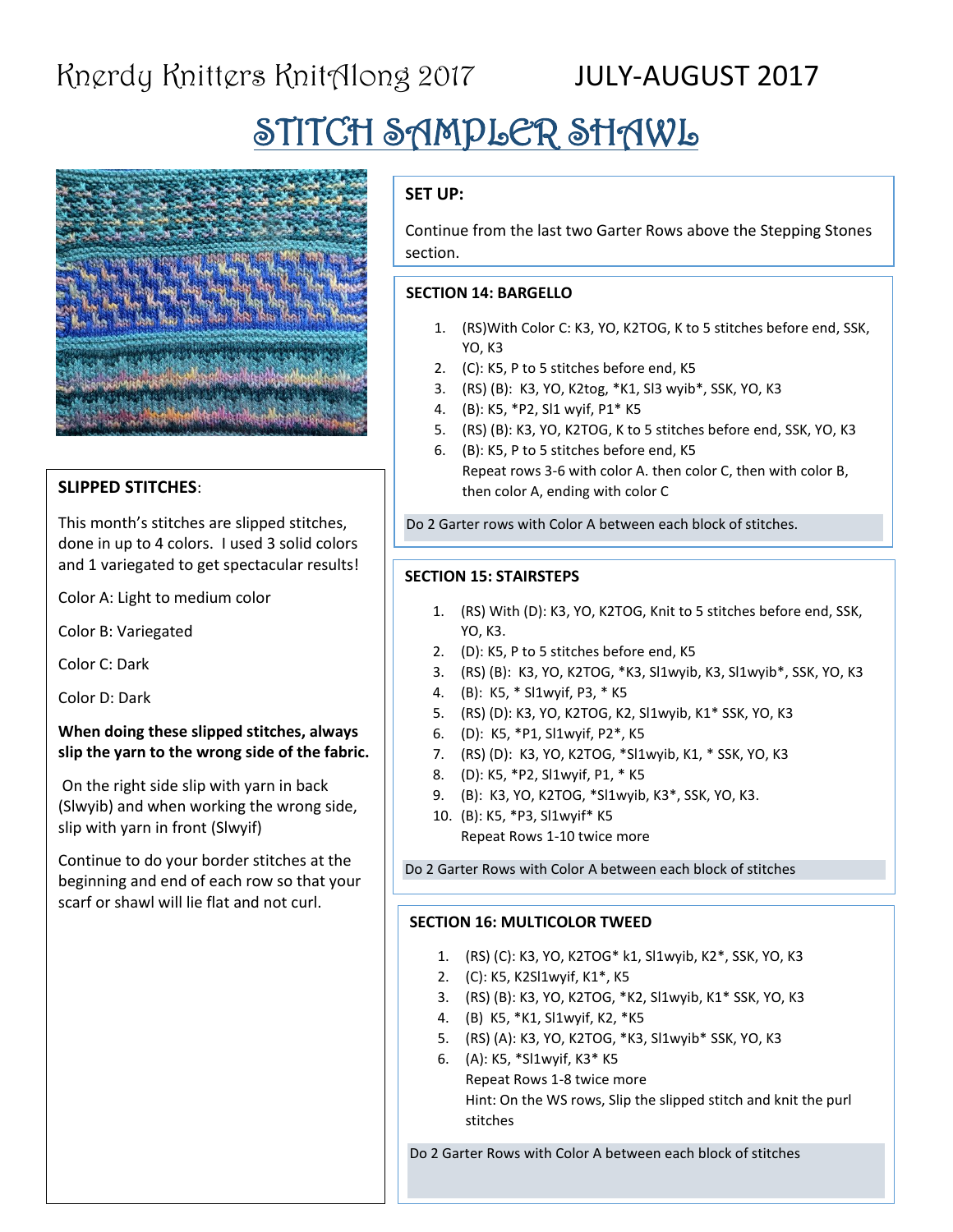Knerdy Knitters KnitAlong 2017 JULY-AUGUST 2017

# STITCH SAMPLER SHAWL

## SLIPPED STITCHES:

This month's stitches are slipped stitches, done in up to 4 colors. I used 3 solid colors and 1 variegated to get spectacular results!

Color A: Light to medium color

Color B: Variegated

Color C: Dark

Color D: Dark

**When doing these slipped stitches, always slip the yarn to the wrong side of the fabric.**

On the right side slip with yarn in back (Slwyib) and when working the wrong side, slip with yarn in front (Slwyif)

Continue to do your border stitches at the beginning and end of each row so that your scarf or shawl will lie flat and not curl.

## SET UP:

Continue from the last two Garter Rows above the Stepping Stones section.

## SECTION 14: BARGELLO

1. (RS)With Color C: K3, YO, K2TOG, K to 5 stitches before end, SSK, YO, K3
2. (C): K5, P to 5 stitches before end, K5
3. (RS) (B): K3, YO, K2tog, *K1, Sl3 wyib*, SSK, YO, K3
4. (B): K5, *P2, Sl1 wyif, P1* K5
5. (RS) (B): K3, YO, K2TOG, K to 5 stitches before end, SSK, YO, K3
6. (B): K5, P to 5 stitches before end, K5
   Repeat rows 3-6 with color A. then color C, then with color B, then color A, ending with color C

Do 2 Garter rows with Color A between each block of stitches.

## SECTION 15: STAIRSTEPS

1. (RS) With (D): K3, YO, K2TOG, Knit to 5 stitches before end, SSK, YO, K3.
2. (D): K5, P to 5 stitches before end, K5
3. (RS) (B): K3, YO, K2TOG, *K3, Sl1wyib, K3, Sl1wyib*, SSK, YO, K3
4. (B): K5, * Sl1wyif, P3, * K5
5. (RS) (D): K3, YO, K2TOG, K2, Sl1wyib, K1* SSK, YO, K3
6. (D): K5, *P1, Sl1wyif, P2*, K5
7. (RS) (D): K3, YO, K2TOG, *Sl1wyib, K1, * SSK, YO, K3
8. (D): K5, *P2, Sl1wyif, P1, * K5
9. (B): K3, YO, K2TOG, *Sl1wyib, K3*, SSK, YO, K3.
10. (B): K5, *P3, Sl1wyif* K5
    Repeat Rows 1-10 twice more

Do 2 Garter Rows with Color A between each block of stitches

## SECTION 16: MULTICOLOR TWEED

1. (RS) (C): K3, YO, K2TOG* k1, Sl1wyib, K2*, SSK, YO, K3
2. (C): K5, K2Sl1wyif, K1*, K5
3. (RS) (B): K3, YO, K2TOG, *K2, Sl1wyib, K1* SSK, YO, K3
4. (B) K5, *K1, Sl1wyif, K2, *K5
5. (RS) (A): K3, YO, K2TOG, *K3, Sl1wyib* SSK, YO, K3
6. (A): K5, *Sl1wyif, K3* K5
   Repeat Rows 1-8 twice more
   Hint: On the WS rows, Slip the slipped stitch and knit the purl stitches

Do 2 Garter Rows with Color A between each block of stitches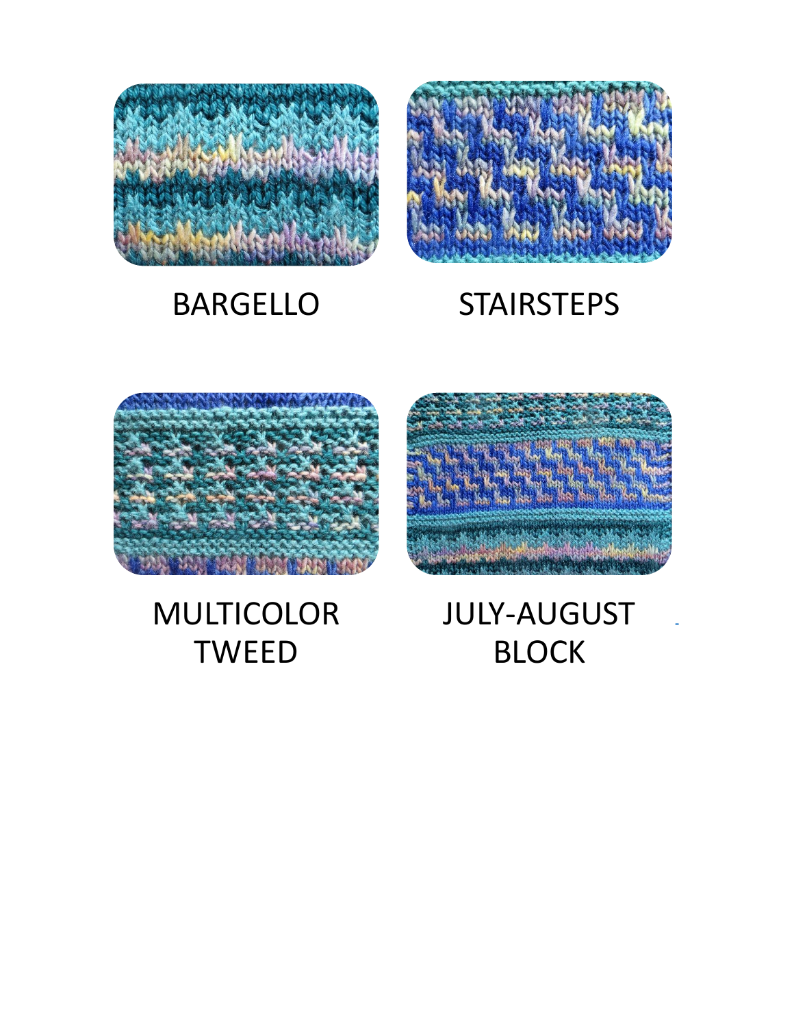BARGELLO

STAIRSTEPS

MULTICOLOR TWEED

JULY-AUGUST BLOCK